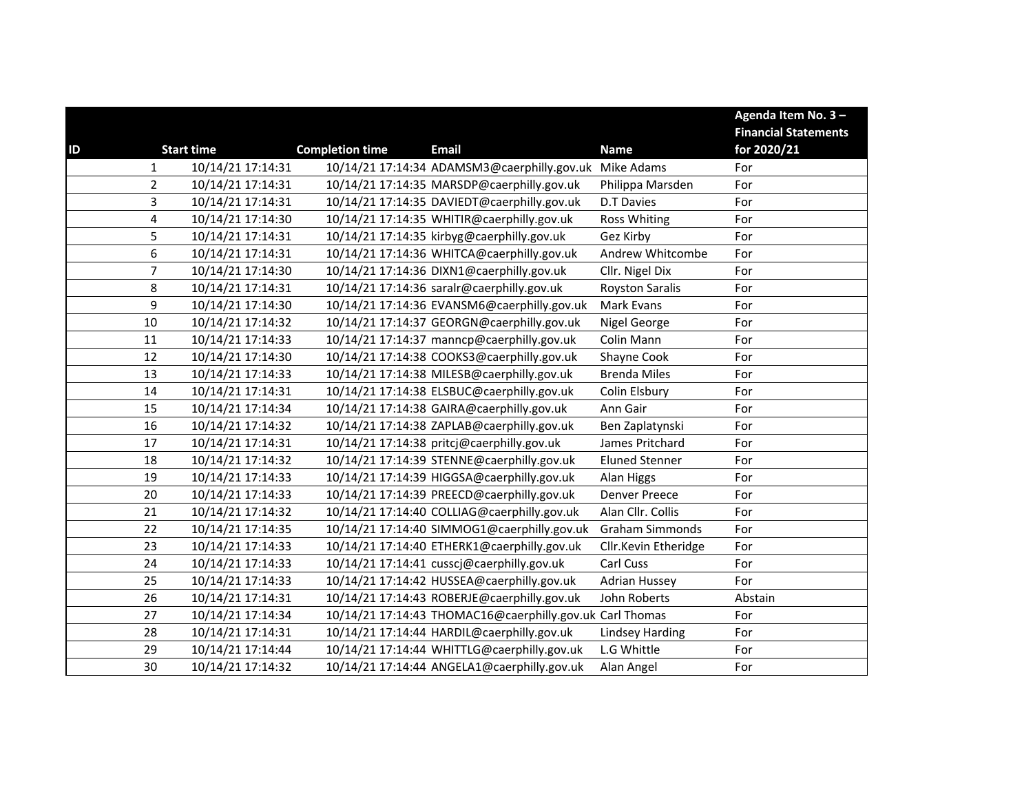| ID | Start time | Completion time | Email | Name | Agenda Item No. 3 – Financial Statements for 2020/21 |
|---|---|---|---|---|---|
| 1 | 10/14/21 17:14:31 | 10/14/21 17:14:34 | ADAMSM3@caerphilly.gov.uk | Mike Adams | For |
| 2 | 10/14/21 17:14:31 | 10/14/21 17:14:35 | MARSDP@caerphilly.gov.uk | Philippa Marsden | For |
| 3 | 10/14/21 17:14:31 | 10/14/21 17:14:35 | DAVIEDT@caerphilly.gov.uk | D.T Davies | For |
| 4 | 10/14/21 17:14:30 | 10/14/21 17:14:35 | WHITIR@caerphilly.gov.uk | Ross Whiting | For |
| 5 | 10/14/21 17:14:31 | 10/14/21 17:14:35 | kirbyg@caerphilly.gov.uk | Gez Kirby | For |
| 6 | 10/14/21 17:14:31 | 10/14/21 17:14:36 | WHITCA@caerphilly.gov.uk | Andrew Whitcombe | For |
| 7 | 10/14/21 17:14:30 | 10/14/21 17:14:36 | DIXN1@caerphilly.gov.uk | Cllr. Nigel Dix | For |
| 8 | 10/14/21 17:14:31 | 10/14/21 17:14:36 | saralr@caerphilly.gov.uk | Royston Saralis | For |
| 9 | 10/14/21 17:14:30 | 10/14/21 17:14:36 | EVANSM6@caerphilly.gov.uk | Mark Evans | For |
| 10 | 10/14/21 17:14:32 | 10/14/21 17:14:37 | GEORGN@caerphilly.gov.uk | Nigel George | For |
| 11 | 10/14/21 17:14:33 | 10/14/21 17:14:37 | manncp@caerphilly.gov.uk | Colin Mann | For |
| 12 | 10/14/21 17:14:30 | 10/14/21 17:14:38 | COOKS3@caerphilly.gov.uk | Shayne Cook | For |
| 13 | 10/14/21 17:14:33 | 10/14/21 17:14:38 | MILESB@caerphilly.gov.uk | Brenda Miles | For |
| 14 | 10/14/21 17:14:31 | 10/14/21 17:14:38 | ELSBUC@caerphilly.gov.uk | Colin Elsbury | For |
| 15 | 10/14/21 17:14:34 | 10/14/21 17:14:38 | GAIRA@caerphilly.gov.uk | Ann Gair | For |
| 16 | 10/14/21 17:14:32 | 10/14/21 17:14:38 | ZAPLAB@caerphilly.gov.uk | Ben Zaplatynski | For |
| 17 | 10/14/21 17:14:31 | 10/14/21 17:14:38 | pritcj@caerphilly.gov.uk | James Pritchard | For |
| 18 | 10/14/21 17:14:32 | 10/14/21 17:14:39 | STENNE@caerphilly.gov.uk | Eluned Stenner | For |
| 19 | 10/14/21 17:14:33 | 10/14/21 17:14:39 | HIGGSA@caerphilly.gov.uk | Alan Higgs | For |
| 20 | 10/14/21 17:14:33 | 10/14/21 17:14:39 | PREECD@caerphilly.gov.uk | Denver Preece | For |
| 21 | 10/14/21 17:14:32 | 10/14/21 17:14:40 | COLLIAG@caerphilly.gov.uk | Alan Cllr. Collis | For |
| 22 | 10/14/21 17:14:35 | 10/14/21 17:14:40 | SIMMOG1@caerphilly.gov.uk | Graham Simmonds | For |
| 23 | 10/14/21 17:14:33 | 10/14/21 17:14:40 | ETHERK1@caerphilly.gov.uk | Cllr.Kevin Etheridge | For |
| 24 | 10/14/21 17:14:33 | 10/14/21 17:14:41 | usscj@caerphilly.gov.uk | Carl Cuss | For |
| 25 | 10/14/21 17:14:33 | 10/14/21 17:14:42 | HUSSEA@caerphilly.gov.uk | Adrian Hussey | For |
| 26 | 10/14/21 17:14:31 | 10/14/21 17:14:43 | ROBERJE@caerphilly.gov.uk | John Roberts | Abstain |
| 27 | 10/14/21 17:14:34 | 10/14/21 17:14:43 | THOMAC16@caerphilly.gov.uk | Carl Thomas | For |
| 28 | 10/14/21 17:14:31 | 10/14/21 17:14:44 | HARDIL@caerphilly.gov.uk | Lindsey Harding | For |
| 29 | 10/14/21 17:14:44 | 10/14/21 17:14:44 | WHITTLG@caerphilly.gov.uk | L.G Whittle | For |
| 30 | 10/14/21 17:14:32 | 10/14/21 17:14:44 | ANGELA1@caerphilly.gov.uk | Alan Angel | For |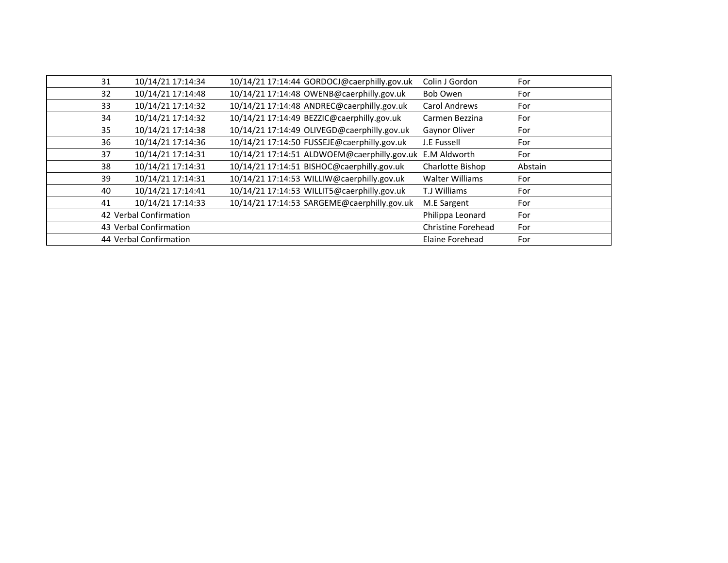| | | | | | |
|---|---|---|---|---|---|
| 31 | 10/14/21 17:14:34 | 10/14/21 17:14:44 | GORDOCJ@caerphilly.gov.uk | Colin J Gordon | For |
| 32 | 10/14/21 17:14:48 | 10/14/21 17:14:48 | OWENB@caerphilly.gov.uk | Bob Owen | For |
| 33 | 10/14/21 17:14:32 | 10/14/21 17:14:48 | ANDREC@caerphilly.gov.uk | Carol Andrews | For |
| 34 | 10/14/21 17:14:32 | 10/14/21 17:14:49 | BEZZIC@caerphilly.gov.uk | Carmen Bezzina | For |
| 35 | 10/14/21 17:14:38 | 10/14/21 17:14:49 | OLIVEGD@caerphilly.gov.uk | Gaynor Oliver | For |
| 36 | 10/14/21 17:14:36 | 10/14/21 17:14:50 | FUSSEJE@caerphilly.gov.uk | J.E Fussell | For |
| 37 | 10/14/21 17:14:31 | 10/14/21 17:14:51 | ALDWOEM@caerphilly.gov.uk | E.M Aldworth | For |
| 38 | 10/14/21 17:14:31 | 10/14/21 17:14:51 | BISHOC@caerphilly.gov.uk | Charlotte Bishop | Abstain |
| 39 | 10/14/21 17:14:31 | 10/14/21 17:14:53 | WILLIW@caerphilly.gov.uk | Walter Williams | For |
| 40 | 10/14/21 17:14:41 | 10/14/21 17:14:53 | WILLIT5@caerphilly.gov.uk | T.J Williams | For |
| 41 | 10/14/21 17:14:33 | 10/14/21 17:14:53 | SARGEME@caerphilly.gov.uk | M.E Sargent | For |
| 42 | Verbal Confirmation | | | Philippa Leonard | For |
| 43 | Verbal Confirmation | | | Christine Forehead | For |
| 44 | Verbal Confirmation | | | Elaine Forehead | For |